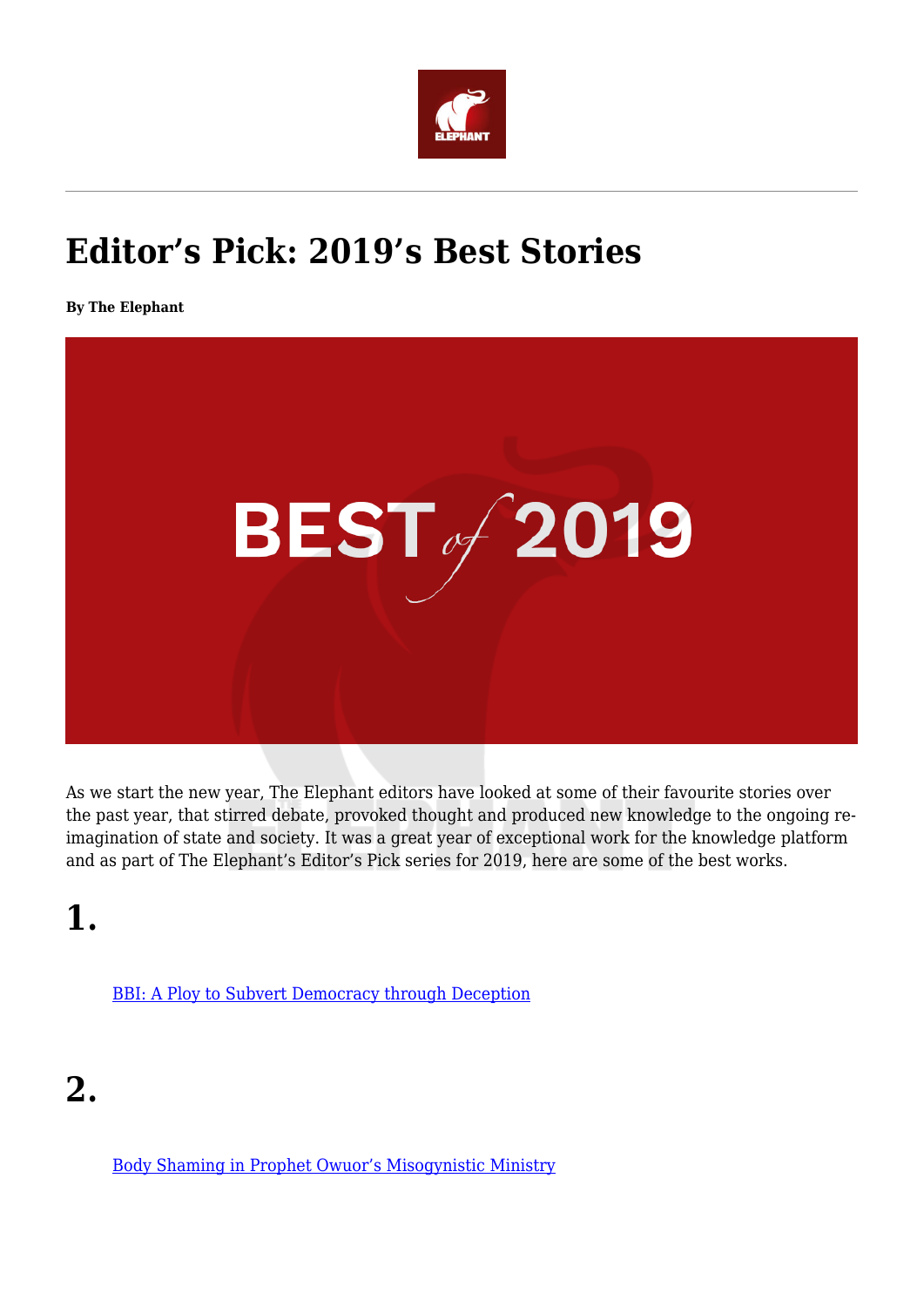# Editor's Pick: 2019's Best Stories

**By The Elephant**

As we start the new year, The Elephant editors have looked at some of their favourite stories over the past year, that stirred debate, provoked thought and produced new knowledge to the ongoing re-imagination of state and society. It was a great year of exceptional work for the knowledge platform and as part of The Elephant's Editor's Pick series for 2019, here are some of the best works.

# 1.

BBI: A Ploy to Subvert Democracy through Deception

# 2.

Body Shaming in Prophet Owuor's Misogynistic Ministry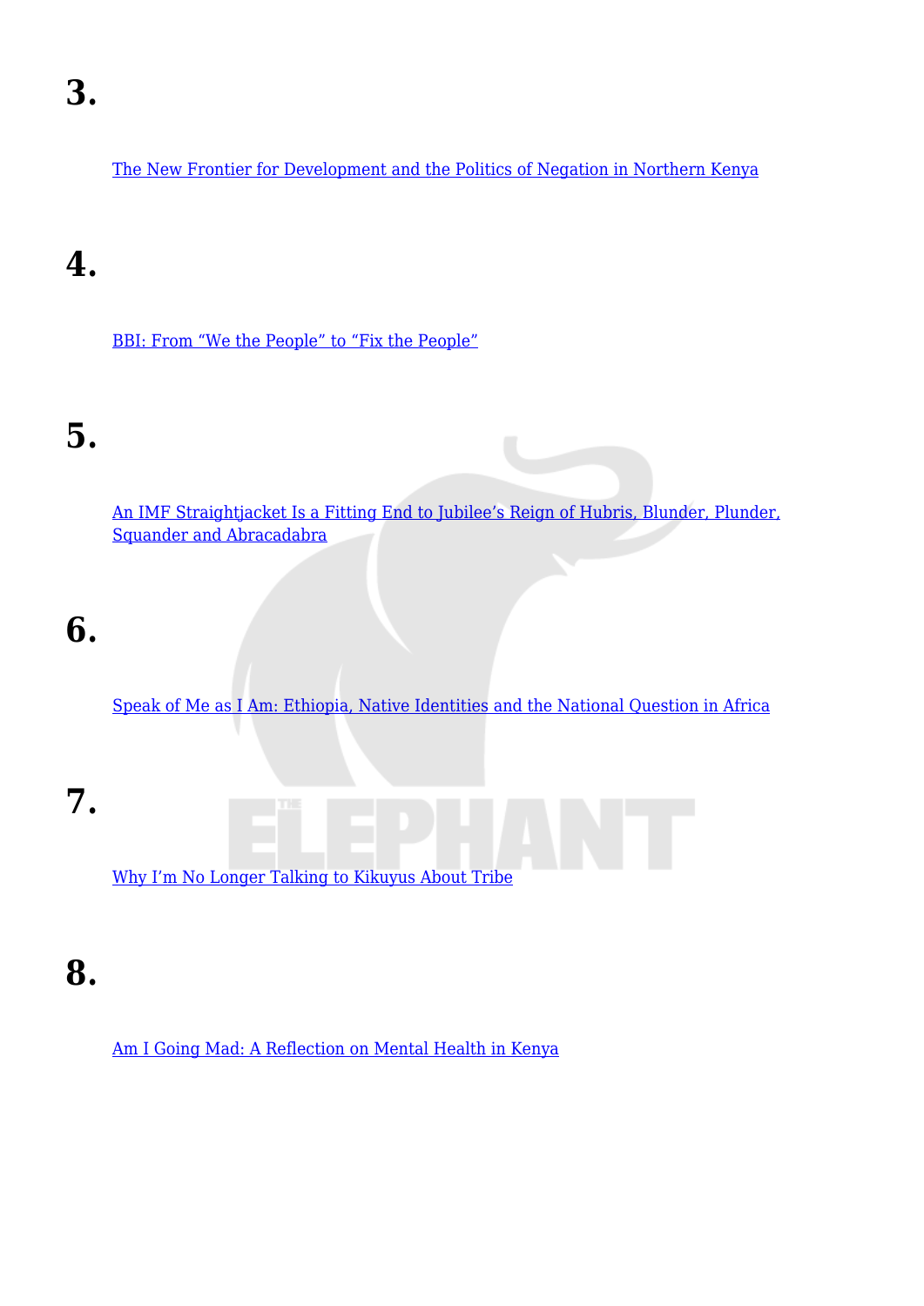# 3.

[The New Frontier for Development and the Politics of Negation in Northern Kenya]

# 4.

[BBI: From "We the People" to "Fix the People"]

# 5.

[An IMF Straightjacket Is a Fitting End to Jubilee's Reign of Hubris, Blunder, Plunder, Squander and Abracadabra]

# 6.

[Speak of Me as I Am: Ethiopia, Native Identities and the National Question in Africa]

# 7.

[Why I'm No Longer Talking to Kikuyus About Tribe]

# 8.

[Am I Going Mad: A Reflection on Mental Health in Kenya]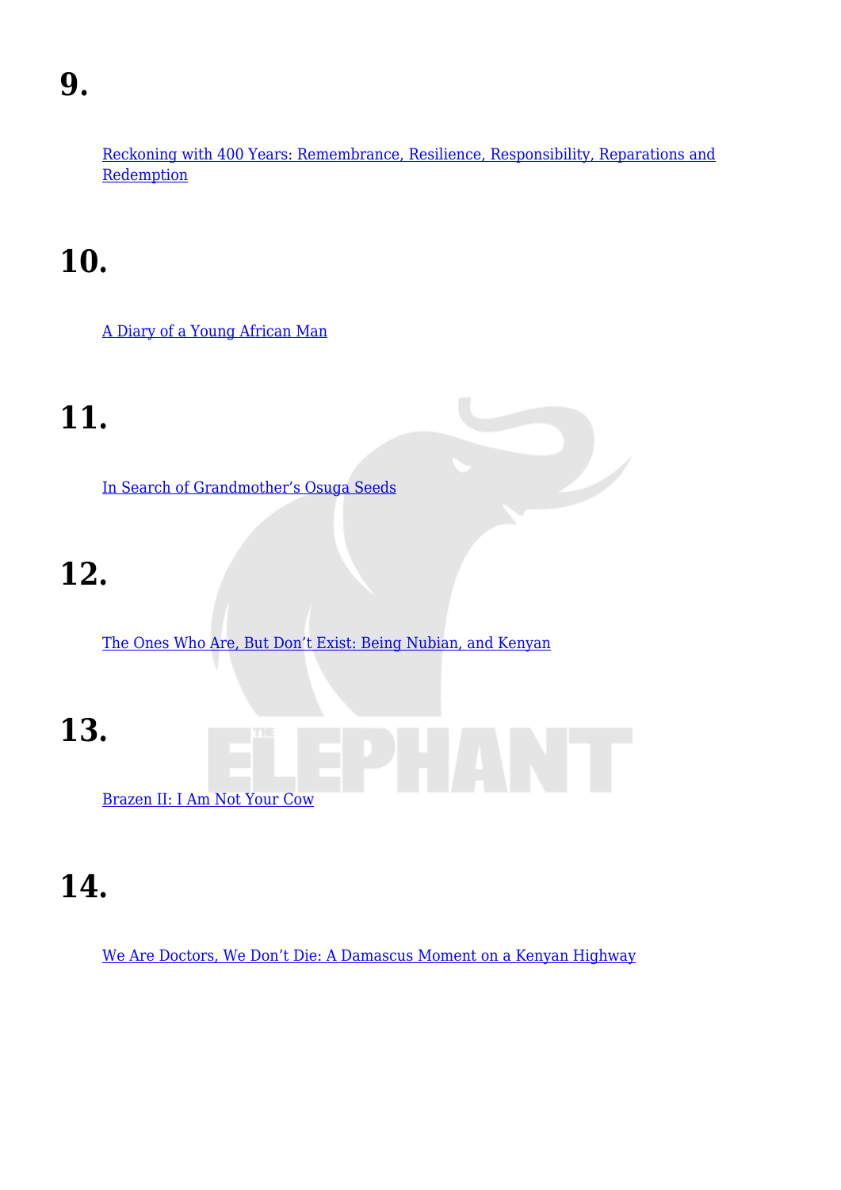# 9.

Reckoning with 400 Years: Remembrance, Resilience, Responsibility, Reparations and Redemption

# 10.

A Diary of a Young African Man

# 11.

In Search of Grandmother's Osuga Seeds

# 12.

The Ones Who Are, But Don't Exist: Being Nubian, and Kenyan

# 13.

Brazen II: I Am Not Your Cow

# 14.

We Are Doctors, We Don't Die: A Damascus Moment on a Kenyan Highway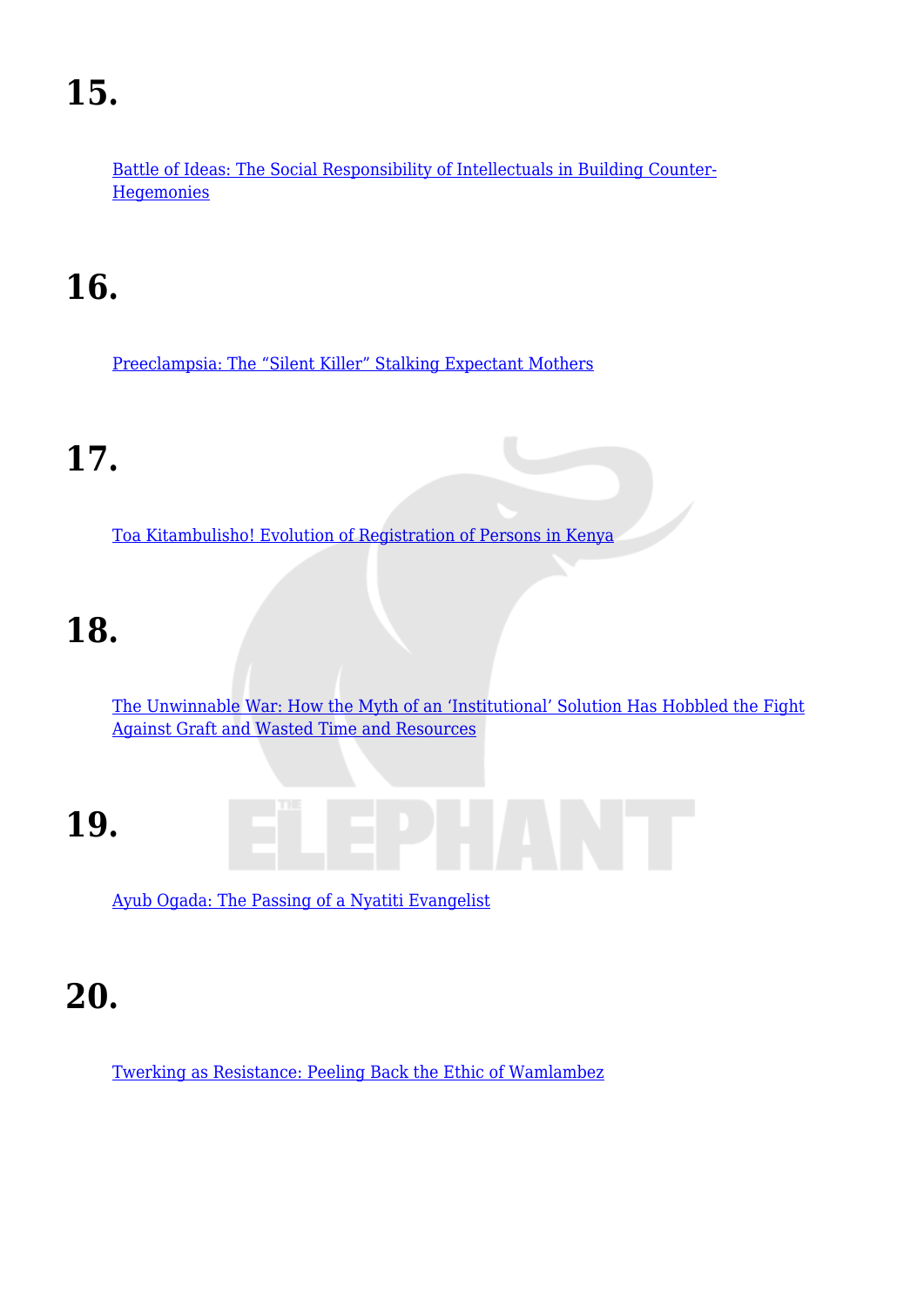# 15.

Battle of Ideas: The Social Responsibility of Intellectuals in Building Counter-Hegemonies

# 16.

Preeclampsia: The “Silent Killer” Stalking Expectant Mothers

# 17.

Toa Kitambulisho! Evolution of Registration of Persons in Kenya

# 18.

The Unwinnable War: How the Myth of an ‘Institutional’ Solution Has Hobbled the Fight Against Graft and Wasted Time and Resources

# 19.

Ayub Ogada: The Passing of a Nyatiti Evangelist

# 20.

Twerking as Resistance: Peeling Back the Ethic of Wamlambez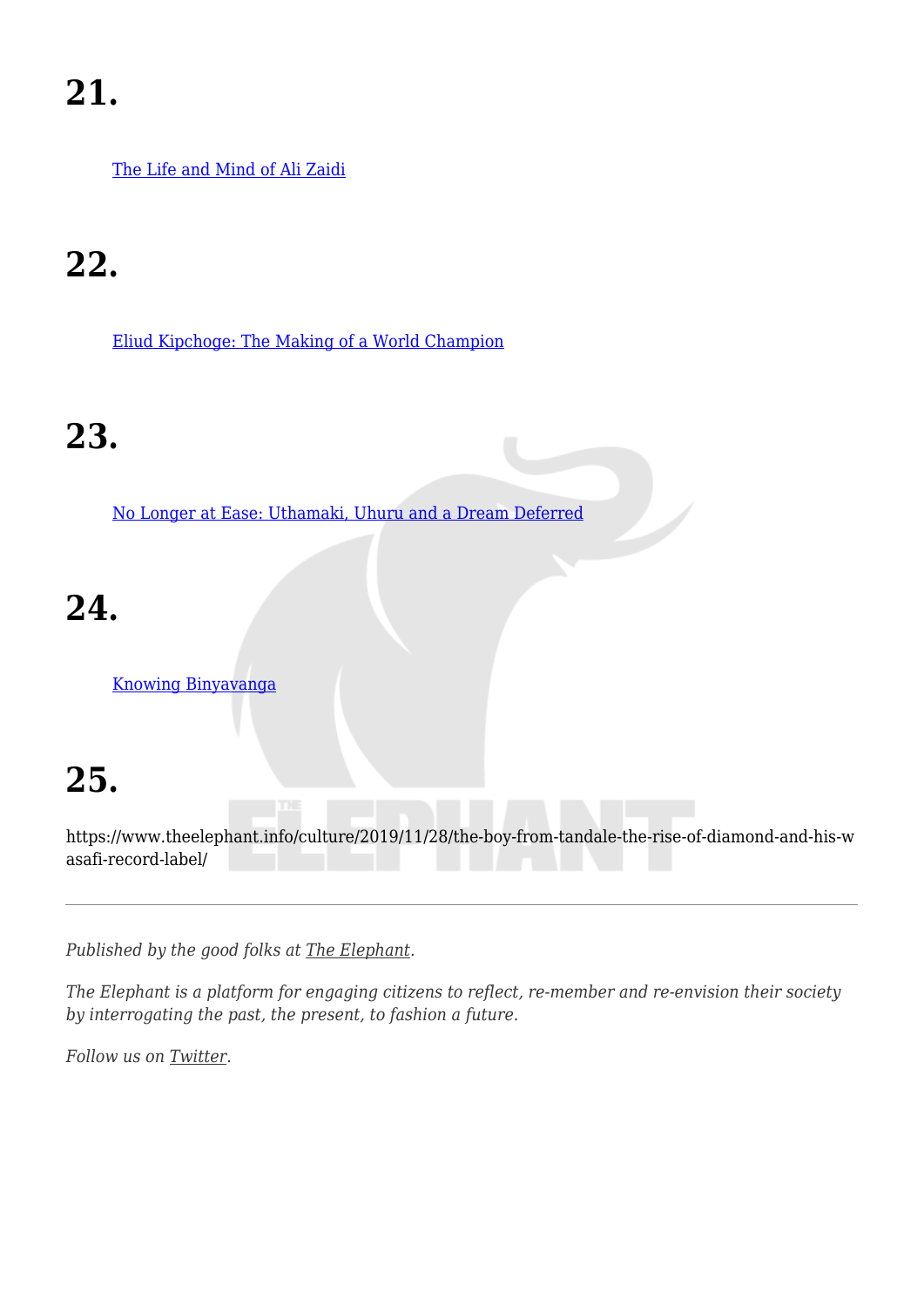# 21.

The Life and Mind of Ali Zaidi

# 22.

Eliud Kipchoge: The Making of a World Champion

# 23.

No Longer at Ease: Uthamaki, Uhuru and a Dream Deferred

# 24.

Knowing Binyavanga

# 25.

https://www.theelephant.info/culture/2019/11/28/the-boy-from-tandale-the-rise-of-diamond-and-his-wasafi-record-label/

---

*Published by the good folks at The Elephant.*

*The Elephant is a platform for engaging citizens to reflect, re-member and re-envision their society by interrogating the past, the present, to fashion a future.*

*Follow us on Twitter.*